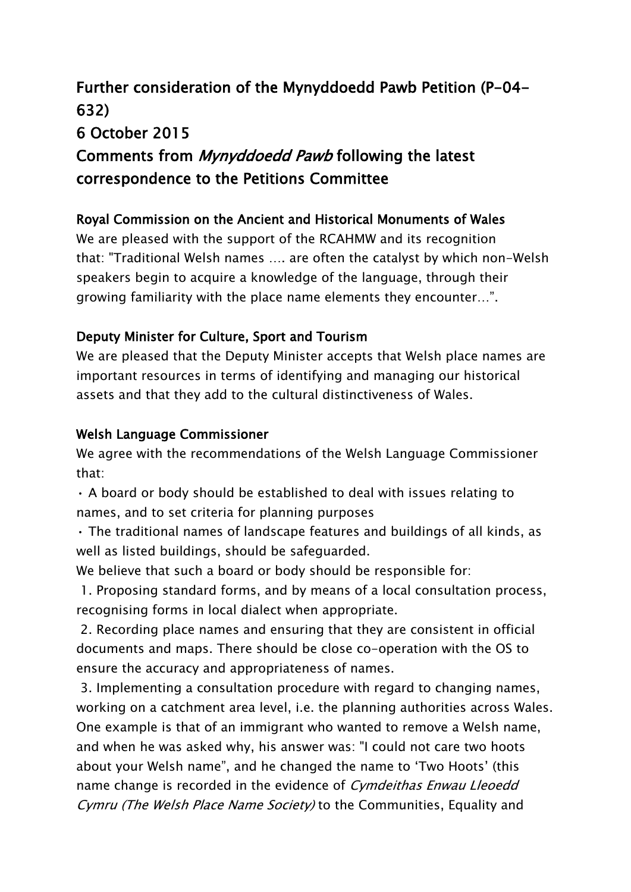# Further consideration of the Mynyddoedd Pawb Petition (P-04-632)

## 6 October 2015

## Comments from *Mynyddoedd Pawb* following the latest correspondence to the Petitions Committee

### Royal Commission on the Ancient and Historical Monuments of Wales

We are pleased with the support of the RCAHMW and its recognition that: "Traditional Welsh names …. are often the catalyst by which non-Welsh speakers begin to acquire a knowledge of the language, through their growing familiarity with the place name elements they encounter…".

### Deputy Minister for Culture, Sport and Tourism

We are pleased that the Deputy Minister accepts that Welsh place names are important resources in terms of identifying and managing our historical assets and that they add to the cultural distinctiveness of Wales.

### Welsh Language Commissioner

We agree with the recommendations of the Welsh Language Commissioner that:

- A board or body should be established to deal with issues relating to names, and to set criteria for planning purposes
- The traditional names of landscape features and buildings of all kinds, as well as listed buildings, should be safeguarded.

We believe that such a board or body should be responsible for:

1. Proposing standard forms, and by means of a local consultation process, recognising forms in local dialect when appropriate.
2. Recording place names and ensuring that they are consistent in official documents and maps. There should be close co-operation with the OS to ensure the accuracy and appropriateness of names.
3. Implementing a consultation procedure with regard to changing names, working on a catchment area level, i.e. the planning authorities across Wales. One example is that of an immigrant who wanted to remove a Welsh name, and when he was asked why, his answer was: "I could not care two hoots about your Welsh name", and he changed the name to 'Two Hoots' (this name change is recorded in the evidence of *Cymdeithas Enwau Lleoedd Cymru (The Welsh Place Name Society)* to the Communities, Equality and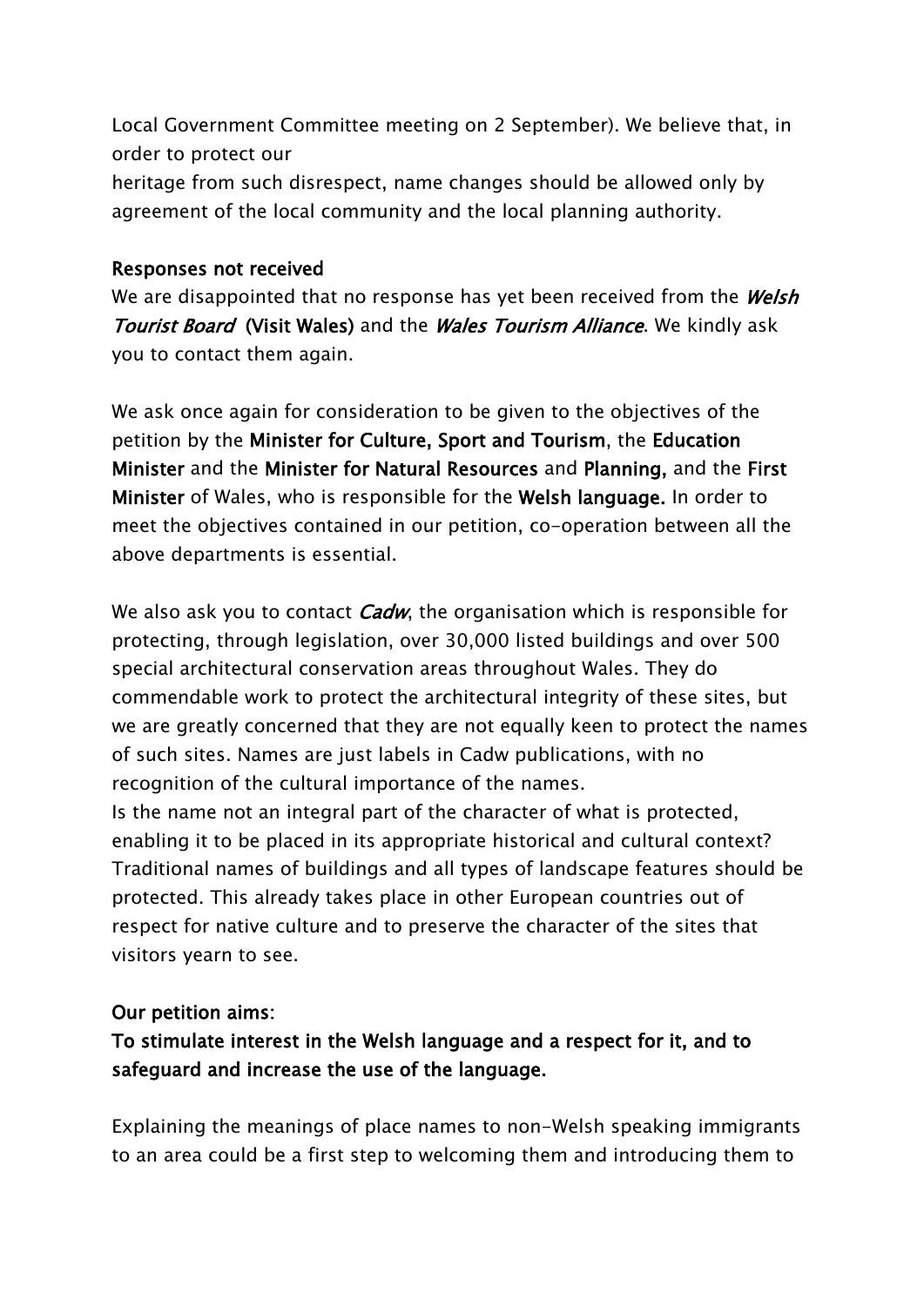Local Government Committee meeting on 2 September). We believe that, in order to protect our heritage from such disrespect, name changes should be allowed only by agreement of the local community and the local planning authority.

**Responses not received**

We are disappointed that no response has yet been received from the ***Welsh Tourist Board*** **(Visit Wales)** and the ***Wales Tourism Alliance***. We kindly ask you to contact them again.

We ask once again for consideration to be given to the objectives of the petition by the **Minister for Culture, Sport and Tourism**, the **Education Minister** and the **Minister for Natural Resources** and **Planning,** and the **First Minister** of Wales, who is responsible for the **Welsh language.** In order to meet the objectives contained in our petition, co-operation between all the above departments is essential.

We also ask you to contact ***Cadw***, the organisation which is responsible for protecting, through legislation, over 30,000 listed buildings and over 500 special architectural conservation areas throughout Wales. They do commendable work to protect the architectural integrity of these sites, but we are greatly concerned that they are not equally keen to protect the names of such sites. Names are just labels in Cadw publications, with no recognition of the cultural importance of the names.

Is the name not an integral part of the character of what is protected, enabling it to be placed in its appropriate historical and cultural context? Traditional names of buildings and all types of landscape features should be protected. This already takes place in other European countries out of respect for native culture and to preserve the character of the sites that visitors yearn to see.

**Our petition aims:**

**To stimulate interest in the Welsh language and a respect for it, and to safeguard and increase the use of the language.**

Explaining the meanings of place names to non-Welsh speaking immigrants to an area could be a first step to welcoming them and introducing them to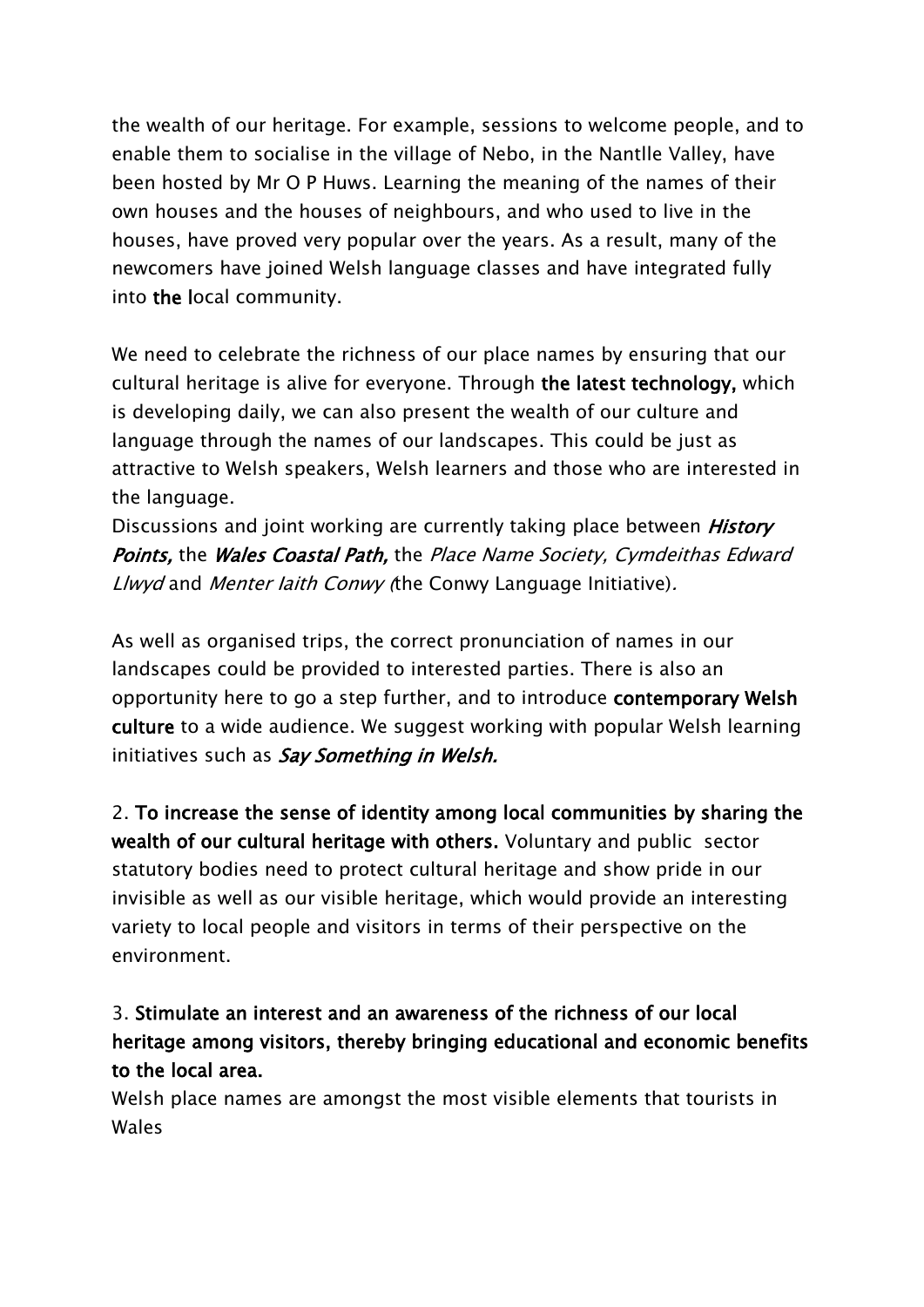the wealth of our heritage. For example, sessions to welcome people, and to enable them to socialise in the village of Nebo, in the Nantlle Valley, have been hosted by Mr O P Huws. Learning the meaning of the names of their own houses and the houses of neighbours, and who used to live in the houses, have proved very popular over the years. As a result, many of the newcomers have joined Welsh language classes and have integrated fully into the local community.

We need to celebrate the richness of our place names by ensuring that our cultural heritage is alive for everyone. Through **the latest technology,** which is developing daily, we can also present the wealth of our culture and language through the names of our landscapes. This could be just as attractive to Welsh speakers, Welsh learners and those who are interested in the language.
Discussions and joint working are currently taking place between ***History Points,*** the ***Wales Coastal Path,*** the *Place Name Society, Cymdeithas Edward Llwyd* and *Menter Iaith Conwy (*the Conwy Language Initiative).

As well as organised trips, the correct pronunciation of names in our landscapes could be provided to interested parties. There is also an opportunity here to go a step further, and to introduce **contemporary Welsh culture** to a wide audience. We suggest working with popular Welsh learning initiatives such as ***Say Something in Welsh.***

2. **To increase the sense of identity among local communities by sharing the wealth of our cultural heritage with others.** Voluntary and public sector statutory bodies need to protect cultural heritage and show pride in our invisible as well as our visible heritage, which would provide an interesting variety to local people and visitors in terms of their perspective on the environment.

3. **Stimulate an interest and an awareness of the richness of our local heritage among visitors, thereby bringing educational and economic benefits to the local area.**
Welsh place names are amongst the most visible elements that tourists in Wales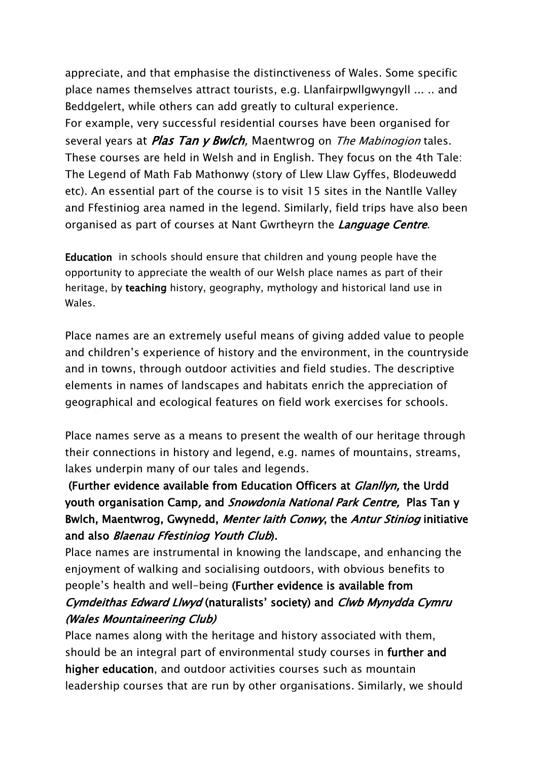appreciate, and that emphasise the distinctiveness of Wales. Some specific place names themselves attract tourists, e.g. Llanfairpwllgwyngyll ... .. and Beddgelert, while others can add greatly to cultural experience.
For example, very successful residential courses have been organised for several years at ***Plas Tan y Bwlch***, Maentwrog on *The Mabinogion* tales. These courses are held in Welsh and in English. They focus on the 4th Tale: The Legend of Math Fab Mathonwy (story of Llew Llaw Gyffes, Blodeuwedd etc). An essential part of the course is to visit 15 sites in the Nantlle Valley and Ffestiniog area named in the legend. Similarly, field trips have also been organised as part of courses at Nant Gwrtheyrn the ***Language Centre***.

**Education** in schools should ensure that children and young people have the opportunity to appreciate the wealth of our Welsh place names as part of their heritage, by **teaching** history, geography, mythology and historical land use in Wales.

Place names are an extremely useful means of giving added value to people and children's experience of history and the environment, in the countryside and in towns, through outdoor activities and field studies. The descriptive elements in names of landscapes and habitats enrich the appreciation of geographical and ecological features on field work exercises for schools.

Place names serve as a means to present the wealth of our heritage through their connections in history and legend, e.g. names of mountains, streams, lakes underpin many of our tales and legends.

**(Further evidence available from Education Officers at *Glanllyn*, the Urdd youth organisation Camp, and *Snowdonia National Park Centre*, Plas Tan y Bwlch, Maentwrog, Gwynedd, *Menter Iaith Conwy*, the *Antur Stiniog* initiative and also *Blaenau Ffestiniog Youth Club*).**

Place names are instrumental in knowing the landscape, and enhancing the enjoyment of walking and socialising outdoors, with obvious benefits to people's health and well-being **(Further evidence is available from *Cymdeithas Edward Llwyd* (naturalists' society) and *Clwb Mynydda Cymru (Wales Mountaineering Club)***

Place names along with the heritage and history associated with them, should be an integral part of environmental study courses in **further and higher education**, and outdoor activities courses such as mountain leadership courses that are run by other organisations. Similarly, we should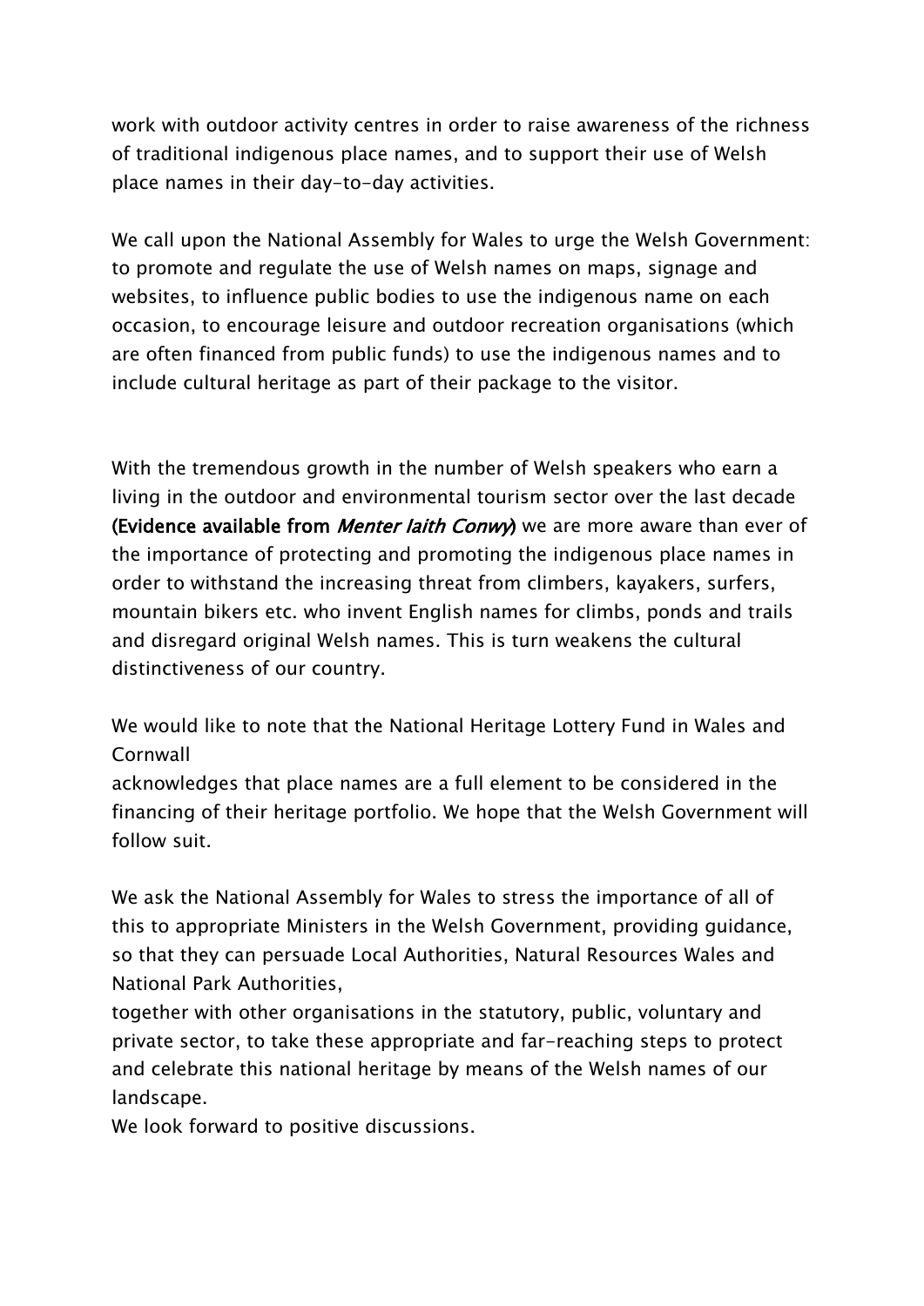work with outdoor activity centres in order to raise awareness of the richness of traditional indigenous place names, and to support their use of Welsh place names in their day-to-day activities.

We call upon the National Assembly for Wales to urge the Welsh Government: to promote and regulate the use of Welsh names on maps, signage and websites, to influence public bodies to use the indigenous name on each occasion, to encourage leisure and outdoor recreation organisations (which are often financed from public funds) to use the indigenous names and to include cultural heritage as part of their package to the visitor.

With the tremendous growth in the number of Welsh speakers who earn a living in the outdoor and environmental tourism sector over the last decade **(Evidence available from *Menter Iaith Conwy*)** we are more aware than ever of the importance of protecting and promoting the indigenous place names in order to withstand the increasing threat from climbers, kayakers, surfers, mountain bikers etc. who invent English names for climbs, ponds and trails and disregard original Welsh names. This is turn weakens the cultural distinctiveness of our country.

We would like to note that the National Heritage Lottery Fund in Wales and Cornwall
acknowledges that place names are a full element to be considered in the financing of their heritage portfolio. We hope that the Welsh Government will follow suit.

We ask the National Assembly for Wales to stress the importance of all of this to appropriate Ministers in the Welsh Government, providing guidance, so that they can persuade Local Authorities, Natural Resources Wales and National Park Authorities,
together with other organisations in the statutory, public, voluntary and private sector, to take these appropriate and far-reaching steps to protect and celebrate this national heritage by means of the Welsh names of our landscape.
We look forward to positive discussions.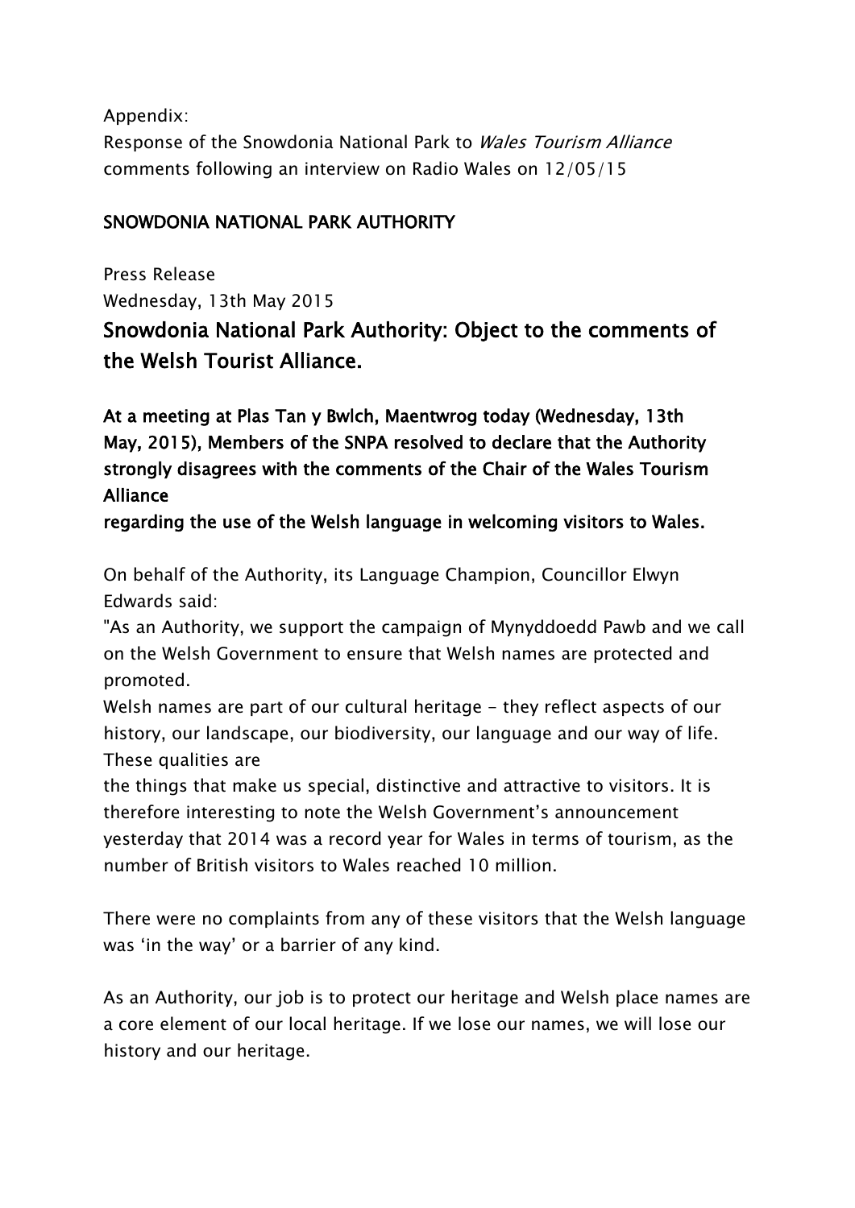Appendix:
Response of the Snowdonia National Park to *Wales Tourism Alliance* comments following an interview on Radio Wales on 12/05/15

**SNOWDONIA NATIONAL PARK AUTHORITY**

Press Release
Wednesday, 13th May 2015

## Snowdonia National Park Authority: Object to the comments of the Welsh Tourist Alliance.

**At a meeting at Plas Tan y Bwlch, Maentwrog today (Wednesday, 13th May, 2015), Members of the SNPA resolved to declare that the Authority strongly disagrees with the comments of the Chair of the Wales Tourism Alliance regarding the use of the Welsh language in welcoming visitors to Wales.**

On behalf of the Authority, its Language Champion, Councillor Elwyn Edwards said:

"As an Authority, we support the campaign of Mynyddoedd Pawb and we call on the Welsh Government to ensure that Welsh names are protected and promoted.

Welsh names are part of our cultural heritage - they reflect aspects of our history, our landscape, our biodiversity, our language and our way of life. These qualities are the things that make us special, distinctive and attractive to visitors. It is therefore interesting to note the Welsh Government's announcement yesterday that 2014 was a record year for Wales in terms of tourism, as the number of British visitors to Wales reached 10 million.

There were no complaints from any of these visitors that the Welsh language was 'in the way' or a barrier of any kind.

As an Authority, our job is to protect our heritage and Welsh place names are a core element of our local heritage. If we lose our names, we will lose our history and our heritage.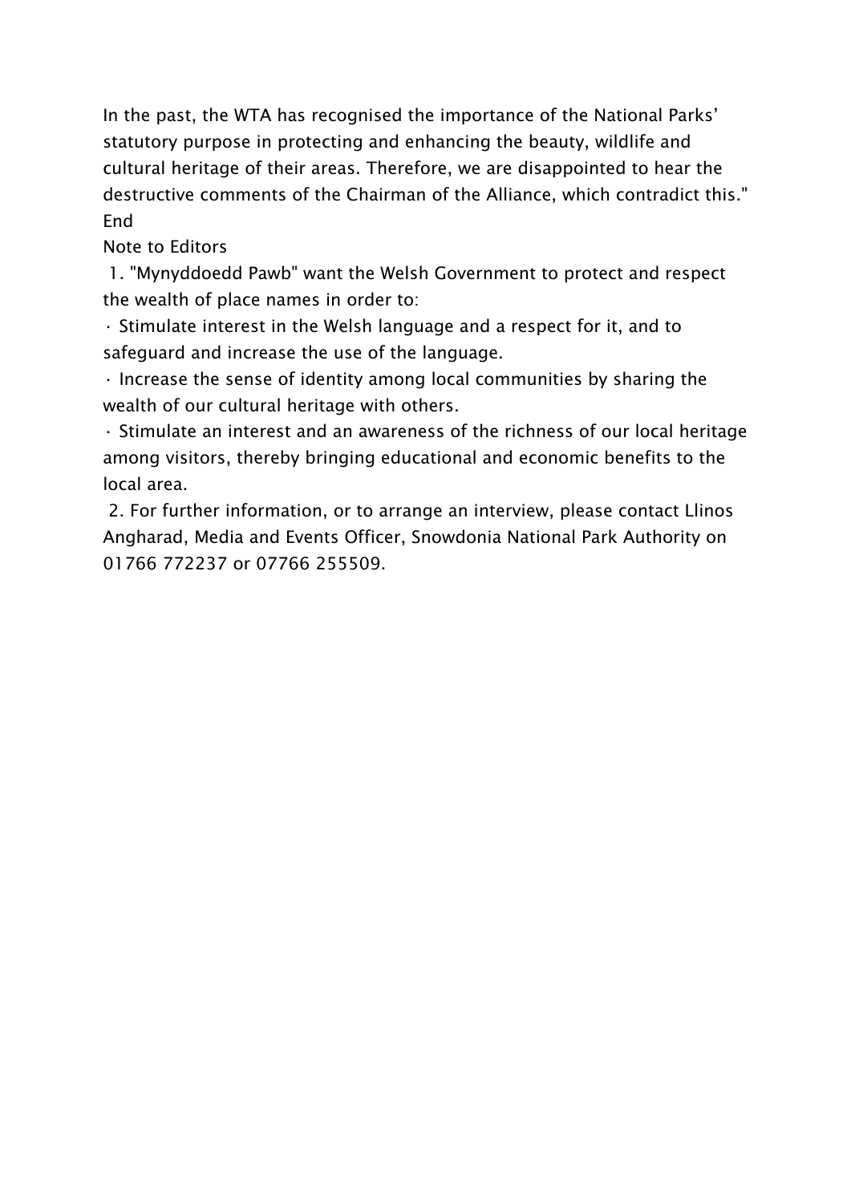In the past, the WTA has recognised the importance of the National Parks' statutory purpose in protecting and enhancing the beauty, wildlife and cultural heritage of their areas. Therefore, we are disappointed to hear the destructive comments of the Chairman of the Alliance, which contradict this."

End

Note to Editors

1. "Mynyddoedd Pawb" want the Welsh Government to protect and respect the wealth of place names in order to:

· Stimulate interest in the Welsh language and a respect for it, and to safeguard and increase the use of the language.

· Increase the sense of identity among local communities by sharing the wealth of our cultural heritage with others.

· Stimulate an interest and an awareness of the richness of our local heritage among visitors, thereby bringing educational and economic benefits to the local area.

2. For further information, or to arrange an interview, please contact Llinos Angharad, Media and Events Officer, Snowdonia National Park Authority on 01766 772237 or 07766 255509.